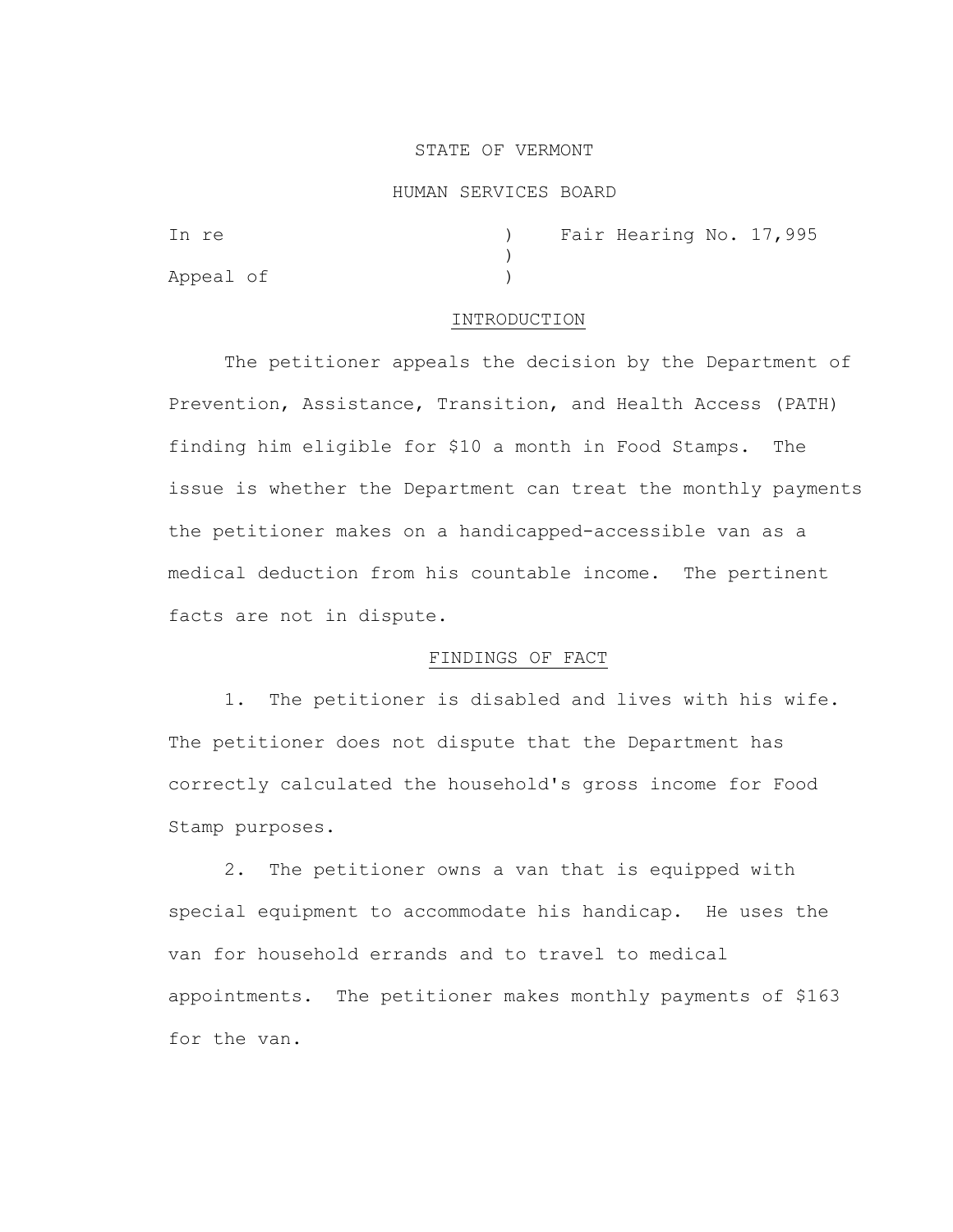STATE OF VERMONT

HUMAN SERVICES BOARD

In re ) Fair Hearing No. 17,995
)
Appeal of )

## INTRODUCTION

The petitioner appeals the decision by the Department of Prevention, Assistance, Transition, and Health Access (PATH) finding him eligible for $10 a month in Food Stamps. The issue is whether the Department can treat the monthly payments the petitioner makes on a handicapped-accessible van as a medical deduction from his countable income. The pertinent facts are not in dispute.

## FINDINGS OF FACT

1. The petitioner is disabled and lives with his wife. The petitioner does not dispute that the Department has correctly calculated the household's gross income for Food Stamp purposes.

2. The petitioner owns a van that is equipped with special equipment to accommodate his handicap. He uses the van for household errands and to travel to medical appointments. The petitioner makes monthly payments of $163 for the van.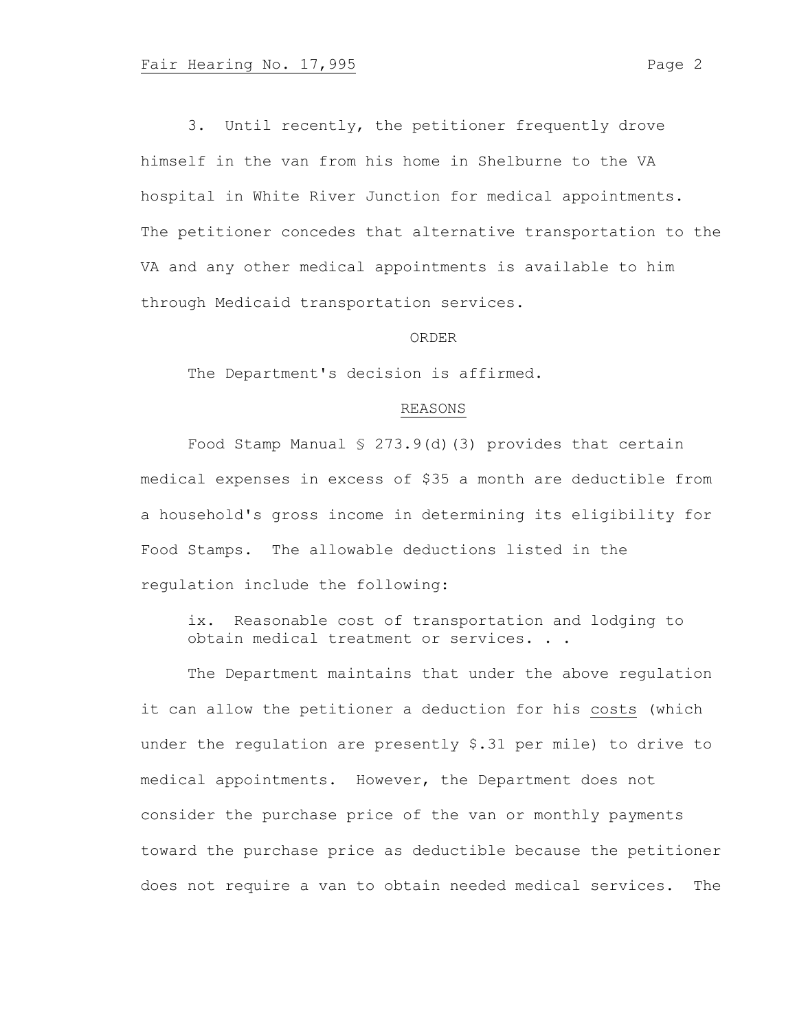3. Until recently, the petitioner frequently drove himself in the van from his home in Shelburne to the VA hospital in White River Junction for medical appointments. The petitioner concedes that alternative transportation to the VA and any other medical appointments is available to him through Medicaid transportation services.

ORDER

The Department's decision is affirmed.

REASONS

Food Stamp Manual § 273.9(d)(3) provides that certain medical expenses in excess of $35 a month are deductible from a household's gross income in determining its eligibility for Food Stamps. The allowable deductions listed in the regulation include the following:

> ix. Reasonable cost of transportation and lodging to obtain medical treatment or services. . .

The Department maintains that under the above regulation it can allow the petitioner a deduction for his costs (which under the regulation are presently $.31 per mile) to drive to medical appointments. However, the Department does not consider the purchase price of the van or monthly payments toward the purchase price as deductible because the petitioner does not require a van to obtain needed medical services. The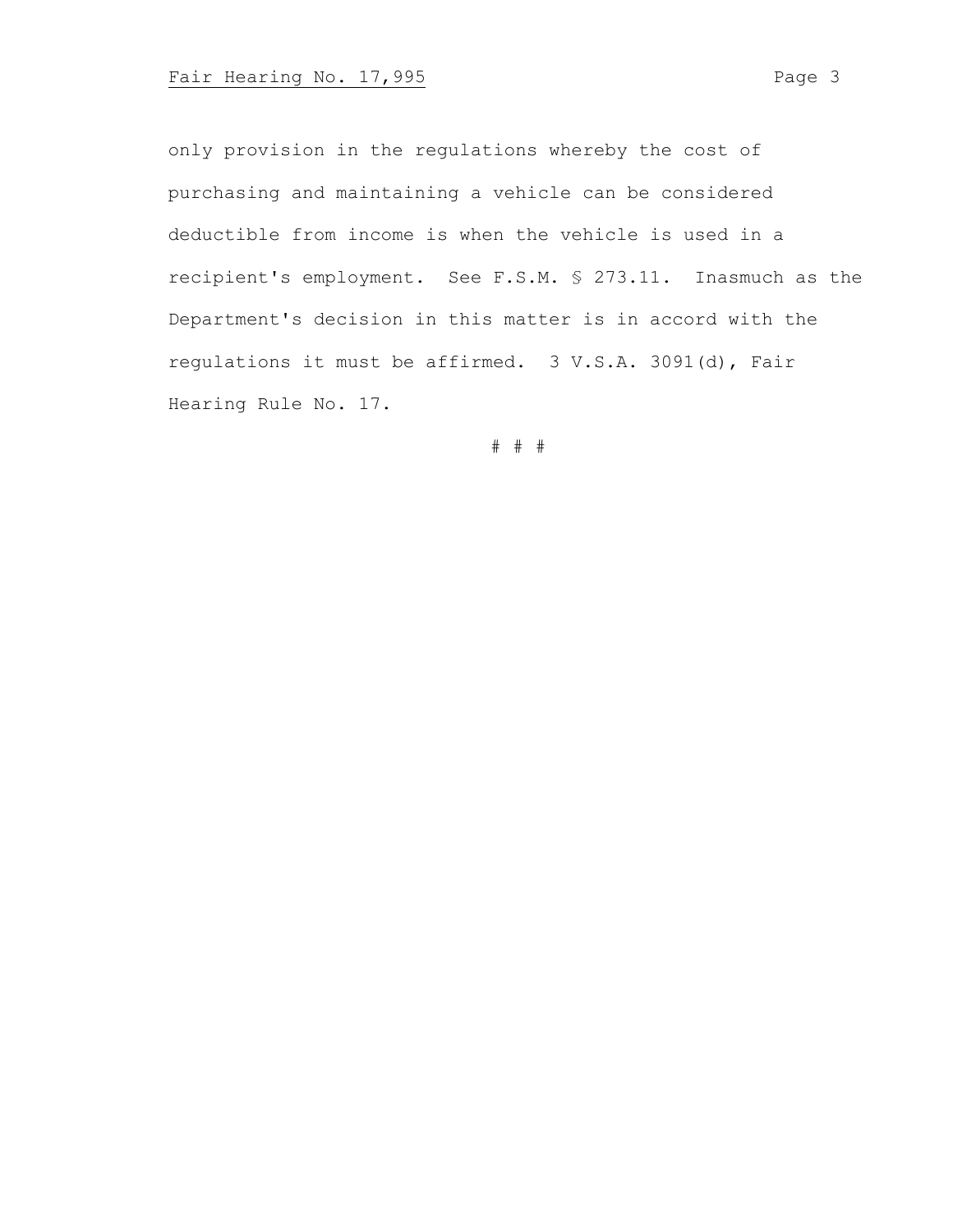only provision in the regulations whereby the cost of purchasing and maintaining a vehicle can be considered deductible from income is when the vehicle is used in a recipient's employment. See F.S.M. § 273.11. Inasmuch as the Department's decision in this matter is in accord with the regulations it must be affirmed. 3 V.S.A. 3091(d), Fair Hearing Rule No. 17.

# # #